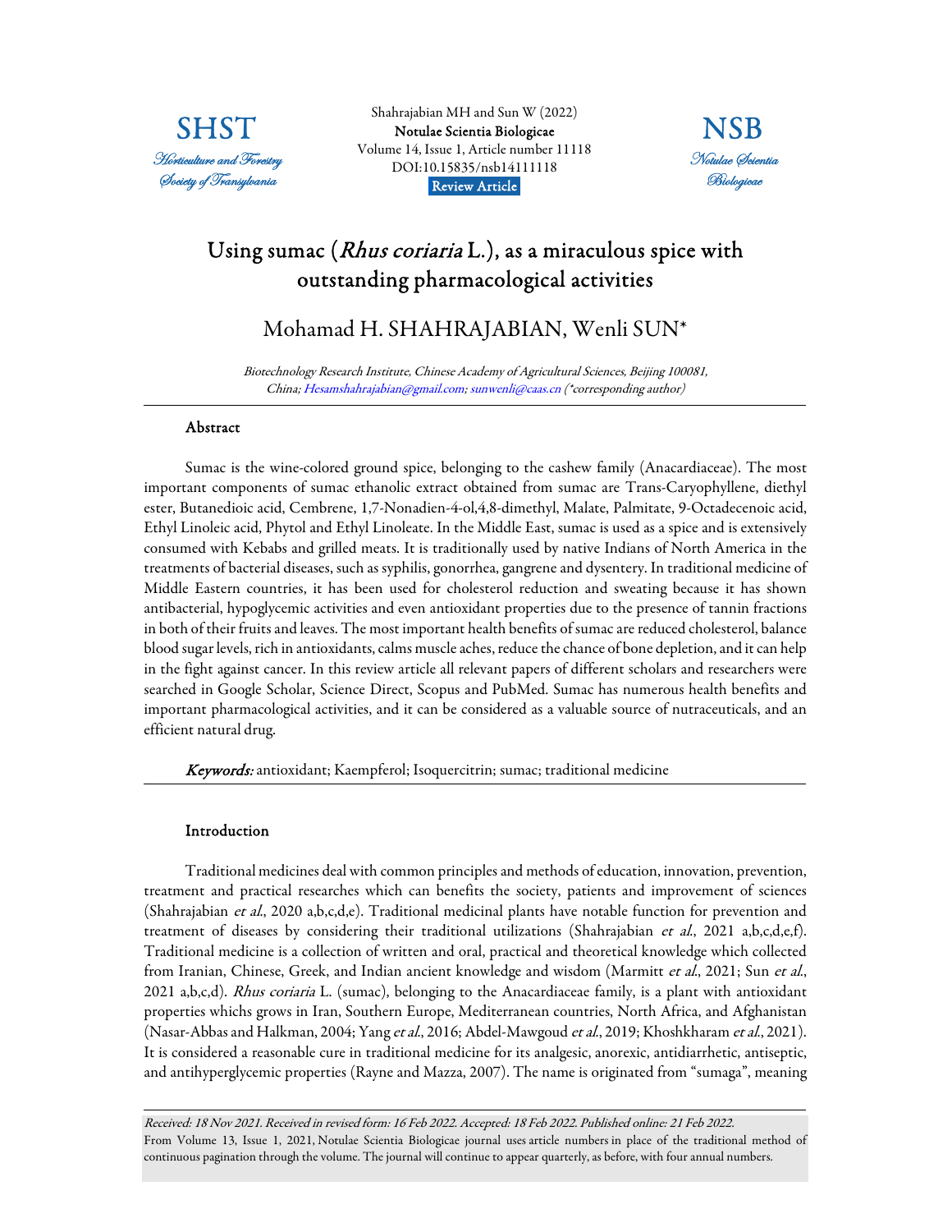Shahrajabian MH and Sun W (2022)
**Notulae Scientia Biologicae**
Volume 14, Issue 1, Article number 11118
DOI:10.15835/nsb14111118
**Review Article**

# Using sumac (*Rhus coriaria* L.), as a miraculous spice with outstanding pharmacological activities

## Mohamad H. SHAHRAJABIAN, Wenli SUN*

*Biotechnology Research Institute, Chinese Academy of Agricultural Sciences, Beijing 100081, China; Hesamshahrajabian@gmail.com; sunwenli@caas.cn (*corresponding author)*

### Abstract

Sumac is the wine-colored ground spice, belonging to the cashew family (Anacardiaceae). The most important components of sumac ethanolic extract obtained from sumac are Trans-Caryophyllene, diethyl ester, Butanedioic acid, Cembrene, 1,7-Nonadien-4-ol,4,8-dimethyl, Malate, Palmitate, 9-Octadecenoic acid, Ethyl Linoleic acid, Phytol and Ethyl Linoleate. In the Middle East, sumac is used as a spice and is extensively consumed with Kebabs and grilled meats. It is traditionally used by native Indians of North America in the treatments of bacterial diseases, such as syphilis, gonorrhea, gangrene and dysentery. In traditional medicine of Middle Eastern countries, it has been used for cholesterol reduction and sweating because it has shown antibacterial, hypoglycemic activities and even antioxidant properties due to the presence of tannin fractions in both of their fruits and leaves. The most important health benefits of sumac are reduced cholesterol, balance blood sugar levels, rich in antioxidants, calms muscle aches, reduce the chance of bone depletion, and it can help in the fight against cancer. In this review article all relevant papers of different scholars and researchers were searched in Google Scholar, Science Direct, Scopus and PubMed. Sumac has numerous health benefits and important pharmacological activities, and it can be considered as a valuable source of nutraceuticals, and an efficient natural drug.

***Keywords:*** antioxidant; Kaempferol; Isoquercitrin; sumac; traditional medicine

### Introduction

Traditional medicines deal with common principles and methods of education, innovation, prevention, treatment and practical researches which can benefits the society, patients and improvement of sciences (Shahrajabian *et al.*, 2020 a,b,c,d,e). Traditional medicinal plants have notable function for prevention and treatment of diseases by considering their traditional utilizations (Shahrajabian *et al.*, 2021 a,b,c,d,e,f). Traditional medicine is a collection of written and oral, practical and theoretical knowledge which collected from Iranian, Chinese, Greek, and Indian ancient knowledge and wisdom (Marmitt *et al.*, 2021; Sun *et al.*, 2021 a,b,c,d). *Rhus coriaria* L. (sumac), belonging to the Anacardiaceae family, is a plant with antioxidant properties whichs grows in Iran, Southern Europe, Mediterranean countries, North Africa, and Afghanistan (Nasar-Abbas and Halkman, 2004; Yang *et al.*, 2016; Abdel-Mawgoud *et al.*, 2019; Khoshkharam *et al.*, 2021). It is considered a reasonable cure in traditional medicine for its analgesic, anorexic, antidiarrhetic, antiseptic, and antihyperglycemic properties (Rayne and Mazza, 2007). The name is originated from "sumaga", meaning

*Received: 18 Nov 2021. Received in revised form: 16 Feb 2022. Accepted: 18 Feb 2022. Published online: 21 Feb 2022.*
From Volume 13, Issue 1, 2021, Notulae Scientia Biologicae journal uses article numbers in place of the traditional method of continuous pagination through the volume. The journal will continue to appear quarterly, as before, with four annual numbers.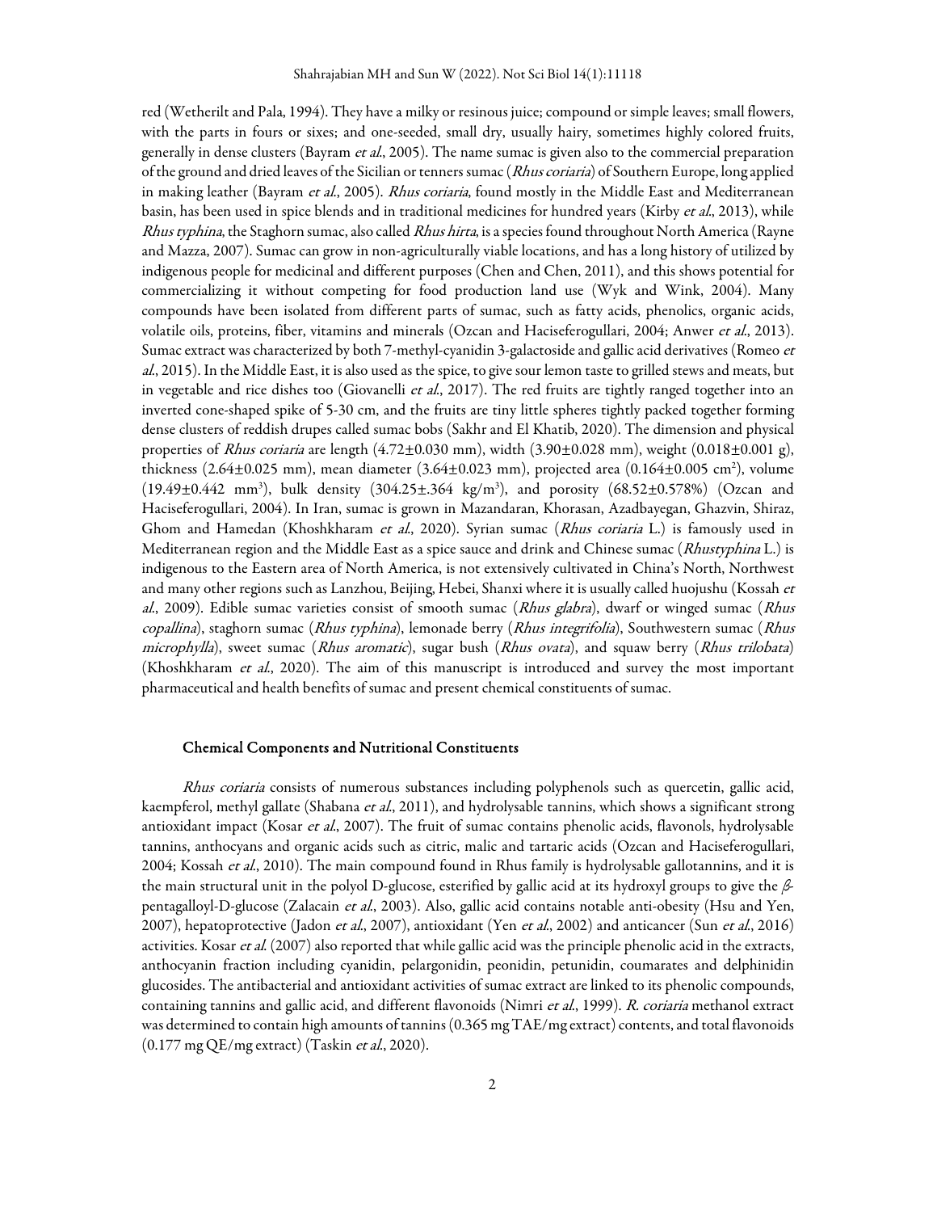red (Wetherilt and Pala, 1994). They have a milky or resinous juice; compound or simple leaves; small flowers, with the parts in fours or sixes; and one-seeded, small dry, usually hairy, sometimes highly colored fruits, generally in dense clusters (Bayram *et al*., 2005). The name sumac is given also to the commercial preparation of the ground and dried leaves of the Sicilian or tenners sumac (*Rhus coriaria*) of Southern Europe, long applied in making leather (Bayram *et al*., 2005). *Rhus coriaria*, found mostly in the Middle East and Mediterranean basin, has been used in spice blends and in traditional medicines for hundred years (Kirby *et al*., 2013), while *Rhus typhina*, the Staghorn sumac, also called *Rhus hirta*, is a species found throughout North America (Rayne and Mazza, 2007). Sumac can grow in non-agriculturally viable locations, and has a long history of utilized by indigenous people for medicinal and different purposes (Chen and Chen, 2011), and this shows potential for commercializing it without competing for food production land use (Wyk and Wink, 2004). Many compounds have been isolated from different parts of sumac, such as fatty acids, phenolics, organic acids, volatile oils, proteins, fiber, vitamins and minerals (Ozcan and Haciseferogullari, 2004; Anwer *et al*., 2013). Sumac extract was characterized by both 7-methyl-cyanidin 3-galactoside and gallic acid derivatives (Romeo *et al*., 2015). In the Middle East, it is also used as the spice, to give sour lemon taste to grilled stews and meats, but in vegetable and rice dishes too (Giovanelli *et al*., 2017). The red fruits are tightly ranged together into an inverted cone-shaped spike of 5-30 cm, and the fruits are tiny little spheres tightly packed together forming dense clusters of reddish drupes called sumac bobs (Sakhr and El Khatib, 2020). The dimension and physical properties of *Rhus coriaria* are length ($4.72 \pm 0.030$ mm), width ($3.90 \pm 0.028$ mm), weight ($0.018 \pm 0.001$ g), thickness ($2.64 \pm 0.025$ mm), mean diameter ($3.64 \pm 0.023$ mm), projected area ($0.164 \pm 0.005$ $cm^2$), volume ($19.49 \pm 0.442$ $mm^3$), bulk density ($304.25 \pm .364$ $kg/m^3$), and porosity ($68.52 \pm 0.578\%$) (Ozcan and Haciseferogullari, 2004). In Iran, sumac is grown in Mazandaran, Khorasan, Azadbayegan, Ghazvin, Shiraz, Ghom and Hamedan (Khoshkharam *et al*., 2020). Syrian sumac (*Rhus coriaria* L.) is famously used in Mediterranean region and the Middle East as a spice sauce and drink and Chinese sumac (*Rhustyphina* L.) is indigenous to the Eastern area of North America, is not extensively cultivated in China's North, Northwest and many other regions such as Lanzhou, Beijing, Hebei, Shanxi where it is usually called huojushu (Kossah *et al*., 2009). Edible sumac varieties consist of smooth sumac (*Rhus glabra*), dwarf or winged sumac (*Rhus copallina*), staghorn sumac (*Rhus typhina*), lemonade berry (*Rhus integrifolia*), Southwestern sumac (*Rhus microphylla*), sweet sumac (*Rhus aromatic*), sugar bush (*Rhus ovata*), and squaw berry (*Rhus trilobata*) (Khoshkharam *et al*., 2020). The aim of this manuscript is introduced and survey the most important pharmaceutical and health benefits of sumac and present chemical constituents of sumac.

## Chemical Components and Nutritional Constituents

*Rhus coriaria* consists of numerous substances including polyphenols such as quercetin, gallic acid, kaempferol, methyl gallate (Shabana *et al*., 2011), and hydrolysable tannins, which shows a significant strong antioxidant impact (Kosar *et al*., 2007). The fruit of sumac contains phenolic acids, flavonols, hydrolysable tannins, anthocyans and organic acids such as citric, malic and tartaric acids (Ozcan and Haciseferogullari, 2004; Kossah *et al*., 2010). The main compound found in Rhus family is hydrolysable gallotannins, and it is the main structural unit in the polyol D-glucose, esterified by gallic acid at its hydroxyl groups to give the $\beta$-pentagalloyl-D-glucose (Zalacain *et al*., 2003). Also, gallic acid contains notable anti-obesity (Hsu and Yen, 2007), hepatoprotective (Jadon *et al*., 2007), antioxidant (Yen *et al*., 2002) and anticancer (Sun *et al*., 2016) activities. Kosar *et al.* (2007) also reported that while gallic acid was the principle phenolic acid in the extracts, anthocyanin fraction including cyanidin, pelargonidin, peonidin, petunidin, coumarates and delphinidin glucosides. The antibacterial and antioxidant activities of sumac extract are linked to its phenolic compounds, containing tannins and gallic acid, and different flavonoids (Nimri *et al*., 1999). *R. coriaria* methanol extract was determined to contain high amounts of tannins (0.365 mg TAE/mg extract) contents, and total flavonoids (0.177 mg QE/mg extract) (Taskin *et al*., 2020).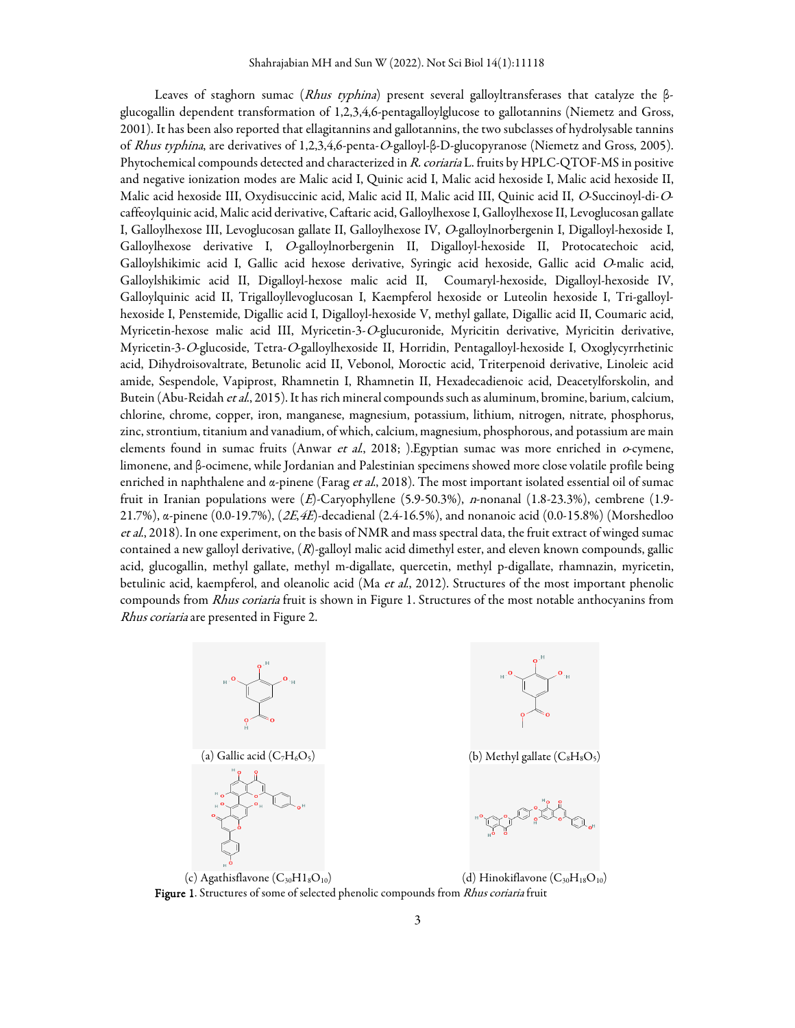Leaves of staghorn sumac (*Rhus typhina*) present several galloyltransferases that catalyze the β-glucogallin dependent transformation of 1,2,3,4,6-pentagalloylglucose to gallotannins (Niemetz and Gross, 2001). It has been also reported that ellagitannins and gallotannins, the two subclasses of hydrolysable tannins of *Rhus typhina*, are derivatives of 1,2,3,4,6-penta-*O*-galloyl-β-D-glucopyranose (Niemetz and Gross, 2005). Phytochemical compounds detected and characterized in *R. coriaria* L. fruits by HPLC-QTOF-MS in positive and negative ionization modes are Malic acid I, Quinic acid I, Malic acid hexoside I, Malic acid hexoside II, Malic acid hexoside III, Oxydisuccinic acid, Malic acid II, Malic acid III, Quinic acid II, *O*-Succinoyl-di-*O*-caffeoylquinic acid, Malic acid derivative, Caftaric acid, Galloylhexose I, Galloylhexose II, Levoglucosan gallate I, Galloylhexose III, Levoglucosan gallate II, Galloylhexose IV, *O*-galloylnorbergenin I, Digalloyl-hexoside I, Galloylhexose derivative I, *O*-galloylnorbergenin II, Digalloyl-hexoside II, Protocatechoic acid, Galloylshikimic acid I, Gallic acid hexose derivative, Syringic acid hexoside, Gallic acid *O*-malic acid, Galloylshikimic acid II, Digalloyl-hexose malic acid II, Coumaryl-hexoside, Digalloyl-hexoside IV, Galloylquinic acid II, Trigalloyllevoglucosan I, Kaempferol hexoside or Luteolin hexoside I, Tri-galloyl-hexoside I, Penstemide, Digallic acid I, Digalloyl-hexoside V, methyl gallate, Digallic acid II, Coumaric acid, Myricetin-hexose malic acid III, Myricetin-3-*O*-glucuronide, Myricitin derivative, Myricitin derivative, Myricetin-3-*O*-glucoside, Tetra-*O*-galloylhexoside II, Horridin, Pentagalloyl-hexoside I, Oxoglycyrrhetinic acid, Dihydroisovaltrate, Betunolic acid II, Vebonol, Moroctic acid, Triterpenoid derivative, Linoleic acid amide, Sespendole, Vapiprost, Rhamnetin I, Rhamnetin II, Hexadecadienoic acid, Deacetylforskolin, and Butein (Abu-Reidah *et al.*, 2015). It has rich mineral compounds such as aluminum, bromine, barium, calcium, chlorine, chrome, copper, iron, manganese, magnesium, potassium, lithium, nitrogen, nitrate, phosphorus, zinc, strontium, titanium and vanadium, of which, calcium, magnesium, phosphorous, and potassium are main elements found in sumac fruits (Anwar *et al.*, 2018; ).Egyptian sumac was more enriched in *o*-cymene, limonene, and β-ocimene, while Jordanian and Palestinian specimens showed more close volatile profile being enriched in naphthalene and α-pinene (Farag *et al.*, 2018). The most important isolated essential oil of sumac fruit in Iranian populations were (*E*)-Caryophyllene (5.9-50.3%), *n*-nonanal (1.8-23.3%), cembrene (1.9-21.7%), α-pinene (0.0-19.7%), (*2E,4E*)-decadienal (2.4-16.5%), and nonanoic acid (0.0-15.8%) (Morshedloo *et al.*, 2018). In one experiment, on the basis of NMR and mass spectral data, the fruit extract of winged sumac contained a new galloyl derivative, (*R*)-galloyl malic acid dimethyl ester, and eleven known compounds, gallic acid, glucogallin, methyl gallate, methyl m-digallate, quercetin, methyl p-digallate, rhamnazin, myricetin, betulinic acid, kaempferol, and oleanolic acid (Ma *et al.*, 2012). Structures of the most important phenolic compounds from *Rhus coriaria* fruit is shown in Figure 1. Structures of the most notable anthocyanins from *Rhus coriaria* are presented in Figure 2.

(a) Gallic acid ($C_7H_6O_5$)

(b) Methyl gallate ($C_8H_8O_5$)

(c) Agathisflavone ($C_{30}H1_8O_{10}$)

(d) Hinokiflavone ($C_{30}H_{18}O_{10}$)

**Figure 1**. Structures of some of selected phenolic compounds from *Rhus coriaria* fruit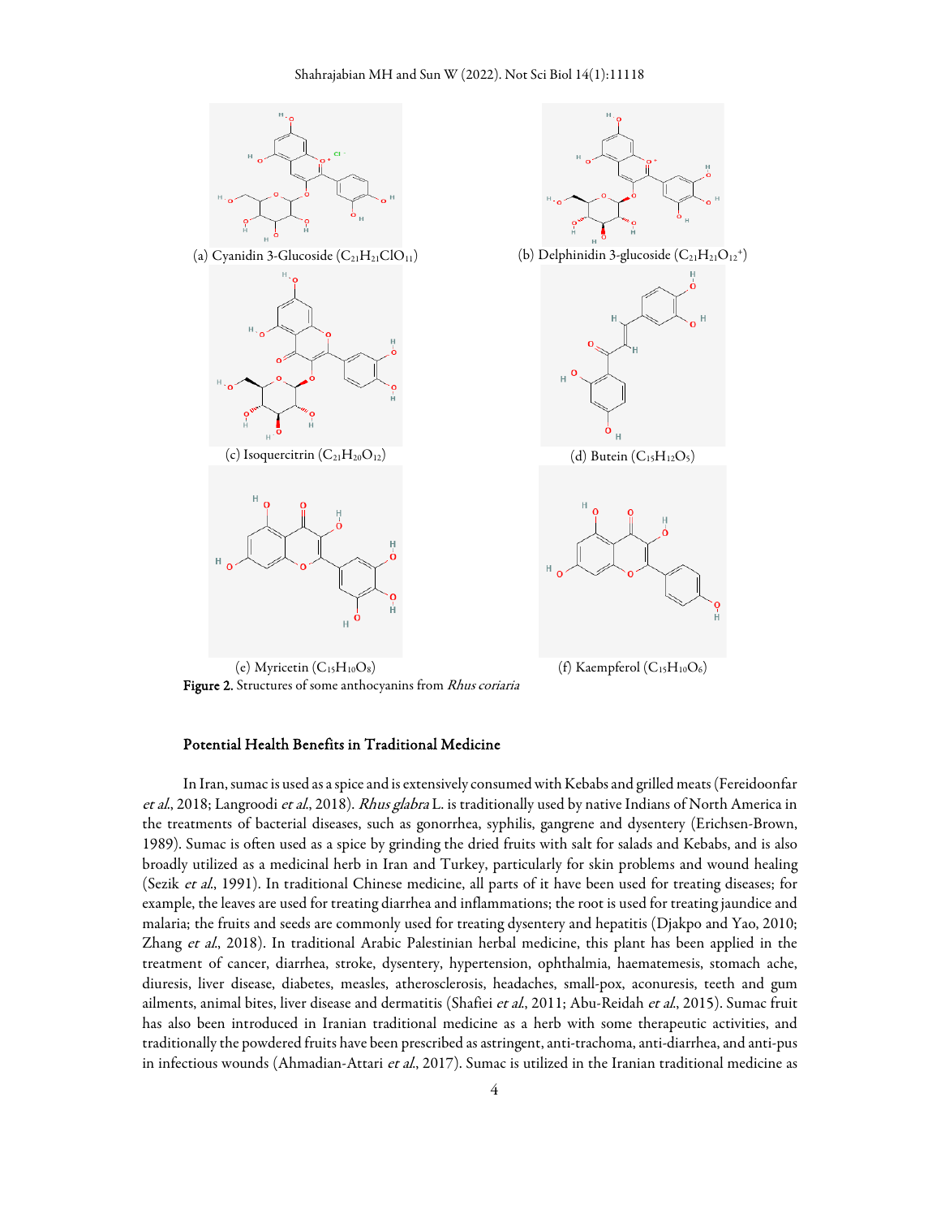(a) Cyanidin 3-Glucoside ($C_{21}H_{21}ClO_{11}$)

(b) Delphinidin 3-glucoside ($C_{21}H_{21}O_{12}^{+}$)

(c) Isoquercitrin ($C_{21}H_{20}O_{12}$)

(d) Butein ($C_{15}H_{12}O_5$)

(e) Myricetin ($C_{15}H_{10}O_8$)

(f) Kaempferol ($C_{15}H_{10}O_6$)

**Figure 2.** Structures of some anthocyanins from *Rhus coriaria*

## Potential Health Benefits in Traditional Medicine

In Iran, sumac is used as a spice and is extensively consumed with Kebabs and grilled meats (Fereidoonfar *et al.*, 2018; Langroodi *et al.*, 2018). *Rhus glabra* L. is traditionally used by native Indians of North America in the treatments of bacterial diseases, such as gonorrhea, syphilis, gangrene and dysentery (Erichsen-Brown, 1989). Sumac is often used as a spice by grinding the dried fruits with salt for salads and Kebabs, and is also broadly utilized as a medicinal herb in Iran and Turkey, particularly for skin problems and wound healing (Sezik *et al.*, 1991). In traditional Chinese medicine, all parts of it have been used for treating diseases; for example, the leaves are used for treating diarrhea and inflammations; the root is used for treating jaundice and malaria; the fruits and seeds are commonly used for treating dysentery and hepatitis (Djakpo and Yao, 2010; Zhang *et al.*, 2018). In traditional Arabic Palestinian herbal medicine, this plant has been applied in the treatment of cancer, diarrhea, stroke, dysentery, hypertension, ophthalmia, haematemesis, stomach ache, diuresis, liver disease, diabetes, measles, atherosclerosis, headaches, small-pox, aconuresis, teeth and gum ailments, animal bites, liver disease and dermatitis (Shafiei *et al.*, 2011; Abu-Reidah *et al.*, 2015). Sumac fruit has also been introduced in Iranian traditional medicine as a herb with some therapeutic activities, and traditionally the powdered fruits have been prescribed as astringent, anti-trachoma, anti-diarrhea, and anti-pus in infectious wounds (Ahmadian-Attari *et al.*, 2017). Sumac is utilized in the Iranian traditional medicine as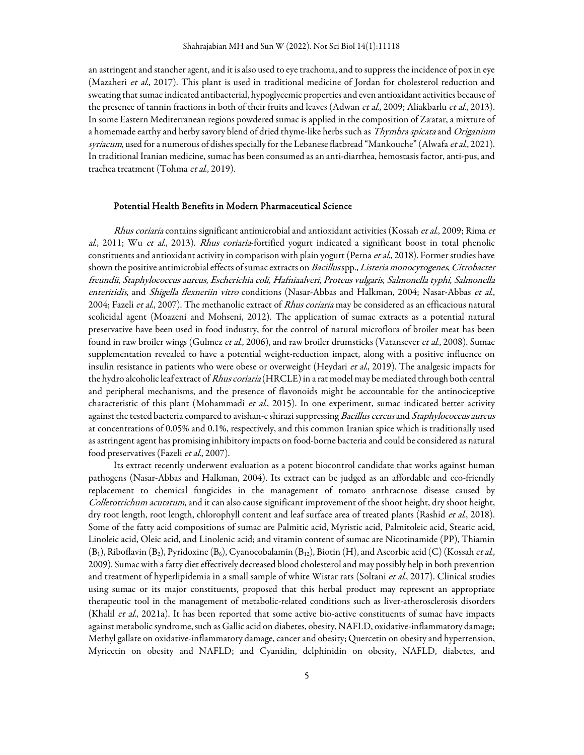an astringent and stancher agent, and it is also used to eye trachoma, and to suppress the incidence of pox in eye (Mazaheri *et al*., 2017). This plant is used in traditional medicine of Jordan for cholesterol reduction and sweating that sumac indicated antibacterial, hypoglycemic properties and even antioxidant activities because of the presence of tannin fractions in both of their fruits and leaves (Adwan *et al*., 2009; Aliakbarlu *et al*., 2013). In some Eastern Mediterranean regions powdered sumac is applied in the composition of Za'atar, a mixture of a homemade earthy and herby savory blend of dried thyme-like herbs such as *Thymbra spicata* and *Origanium syriacum*, used for a numerous of dishes specially for the Lebanese flatbread "Mankouche" (Alwafa *et al*., 2021). In traditional Iranian medicine, sumac has been consumed as an anti-diarrhea, hemostasis factor, anti-pus, and trachea treatment (Tohma *et al*., 2019).

## Potential Health Benefits in Modern Pharmaceutical Science

*Rhus coriaria* contains significant antimicrobial and antioxidant activities (Kossah *et al*., 2009; Rima *et al*., 2011; Wu *et al*., 2013). *Rhus coriaria*-fortified yogurt indicated a significant boost in total phenolic constituents and antioxidant activity in comparison with plain yogurt (Perna *et al*., 2018). Former studies have shown the positive antimicrobial effects of sumac extracts on *Bacillus* spp., *Listeria monocytogenes*, *Citrobacter freundii*, *Staphylococcus aureus*, *Escherichia coli, Hafniaalveri*, *Proteus vulgaris*, *Salmonella typhi*, *Salmonella enteritidis*, and *Shigella flexneriin vitro* conditions (Nasar-Abbas and Halkman, 2004; Nasar-Abbas *et al*., 2004; Fazeli *et al*., 2007). The methanolic extract of *Rhus coriaria* may be considered as an efficacious natural scolicidal agent (Moazeni and Mohseni, 2012). The application of sumac extracts as a potential natural preservative have been used in food industry, for the control of natural microflora of broiler meat has been found in raw broiler wings (Gulmez *et al*., 2006), and raw broiler drumsticks (Vatansever *et al*., 2008). Sumac supplementation revealed to have a potential weight-reduction impact, along with a positive influence on insulin resistance in patients who were obese or overweight (Heydari *et al*., 2019). The analgesic impacts for the hydro alcoholic leaf extract of *Rhus coriaria* (HRCLE) in a rat model may be mediated through both central and peripheral mechanisms, and the presence of flavonoids might be accountable for the antinociceptive characteristic of this plant (Mohammadi *et al*., 2015). In one experiment, sumac indicated better activity against the tested bacteria compared to avishan-e shirazi suppressing *Bacillus cereus* and *Staphylococcus aureus* at concentrations of 0.05% and 0.1%, respectively, and this common Iranian spice which is traditionally used as astringent agent has promising inhibitory impacts on food-borne bacteria and could be considered as natural food preservatives (Fazeli *et al*., 2007).

Its extract recently underwent evaluation as a potent biocontrol candidate that works against human pathogens (Nasar-Abbas and Halkman, 2004). Its extract can be judged as an affordable and eco-friendly replacement to chemical fungicides in the management of tomato anthracnose disease caused by *Colletotrichum acutatum*, and it can also cause significant improvement of the shoot height, dry shoot height, dry root length, root length, chlorophyll content and leaf surface area of treated plants (Rashid *et al*., 2018). Some of the fatty acid compositions of sumac are Palmitic acid, Myristic acid, Palmitoleic acid, Stearic acid, Linoleic acid, Oleic acid, and Linolenic acid; and vitamin content of sumac are Nicotinamide (PP), Thiamin ($B_1$), Riboflavin ($B_2$), Pyridoxine ($B_6$), Cyanocobalamin ($B_{12}$), Biotin (H), and Ascorbic acid (C) (Kossah *et al*., 2009). Sumac with a fatty diet effectively decreased blood cholesterol and may possibly help in both prevention and treatment of hyperlipidemia in a small sample of white Wistar rats (Soltani *et al*., 2017). Clinical studies using sumac or its major constituents, proposed that this herbal product may represent an appropriate therapeutic tool in the management of metabolic-related conditions such as liver-atherosclerosis disorders (Khalil *et al*., 2021a). It has been reported that some active bio-active constituents of sumac have impacts against metabolic syndrome, such as Gallic acid on diabetes, obesity, NAFLD, oxidative-inflammatory damage; Methyl gallate on oxidative-inflammatory damage, cancer and obesity; Quercetin on obesity and hypertension, Myricetin on obesity and NAFLD; and Cyanidin, delphinidin on obesity, NAFLD, diabetes, and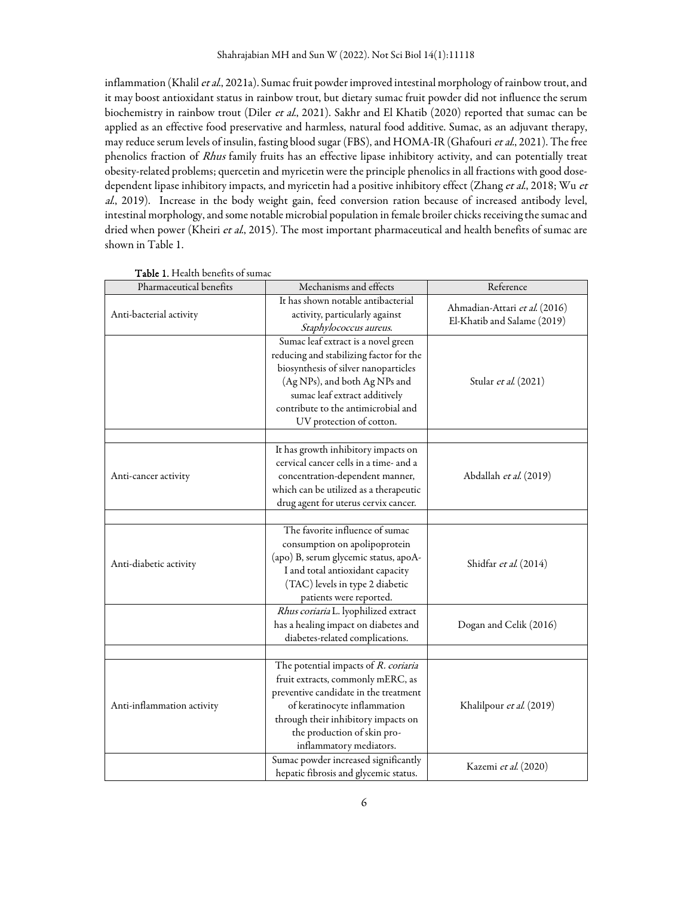inflammation (Khalil *et al*., 2021a). Sumac fruit powder improved intestinal morphology of rainbow trout, and it may boost antioxidant status in rainbow trout, but dietary sumac fruit powder did not influence the serum biochemistry in rainbow trout (Diler *et al*., 2021). Sakhr and El Khatib (2020) reported that sumac can be applied as an effective food preservative and harmless, natural food additive. Sumac, as an adjuvant therapy, may reduce serum levels of insulin, fasting blood sugar (FBS), and HOMA-IR (Ghafouri *et al*., 2021). The free phenolics fraction of *Rhus* family fruits has an effective lipase inhibitory activity, and can potentially treat obesity-related problems; quercetin and myricetin were the principle phenolics in all fractions with good dose-dependent lipase inhibitory impacts, and myricetin had a positive inhibitory effect (Zhang *et al*., 2018; Wu *et al*., 2019). Increase in the body weight gain, feed conversion ration because of increased antibody level, intestinal morphology, and some notable microbial population in female broiler chicks receiving the sumac and dried when power (Kheiri *et al*., 2015). The most important pharmaceutical and health benefits of sumac are shown in Table 1.

**Table 1.** Health benefits of sumac

| Pharmaceutical benefits | Mechanisms and effects | Reference |
|---|---|---|
| Anti-bacterial activity | It has shown notable antibacterial activity, particularly against *Staphylococcus aureus*. | Ahmadian-Attari *et al.* (2016) El-Khatib and Salame (2019) |
| | Sumac leaf extract is a novel green reducing and stabilizing factor for the biosynthesis of silver nanoparticles (Ag NPs), and both Ag NPs and sumac leaf extract additively contribute to the antimicrobial and UV protection of cotton. | Stular *et al.* (2021) |
| | | |
| Anti-cancer activity | It has growth inhibitory impacts on cervical cancer cells in a time- and a concentration-dependent manner, which can be utilized as a therapeutic drug agent for uterus cervix cancer. | Abdallah *et al.* (2019) |
| | | |
| Anti-diabetic activity | The favorite influence of sumac consumption on apolipoprotein (apo) B, serum glycemic status, apoA-I and total antioxidant capacity (TAC) levels in type 2 diabetic patients were reported. | Shidfar *et al.* (2014) |
| | *Rhus coriaria* L. lyophilized extract has a healing impact on diabetes and diabetes-related complications. | Dogan and Celik (2016) |
| | | |
| Anti-inflammation activity | The potential impacts of *R. coriaria* fruit extracts, commonly mERC, as preventive candidate in the treatment of keratinocyte inflammation through their inhibitory impacts on the production of skin pro-inflammatory mediators. | Khalilpour *et al.* (2019) |
| | Sumac powder increased significantly hepatic fibrosis and glycemic status. | Kazemi *et al.* (2020) |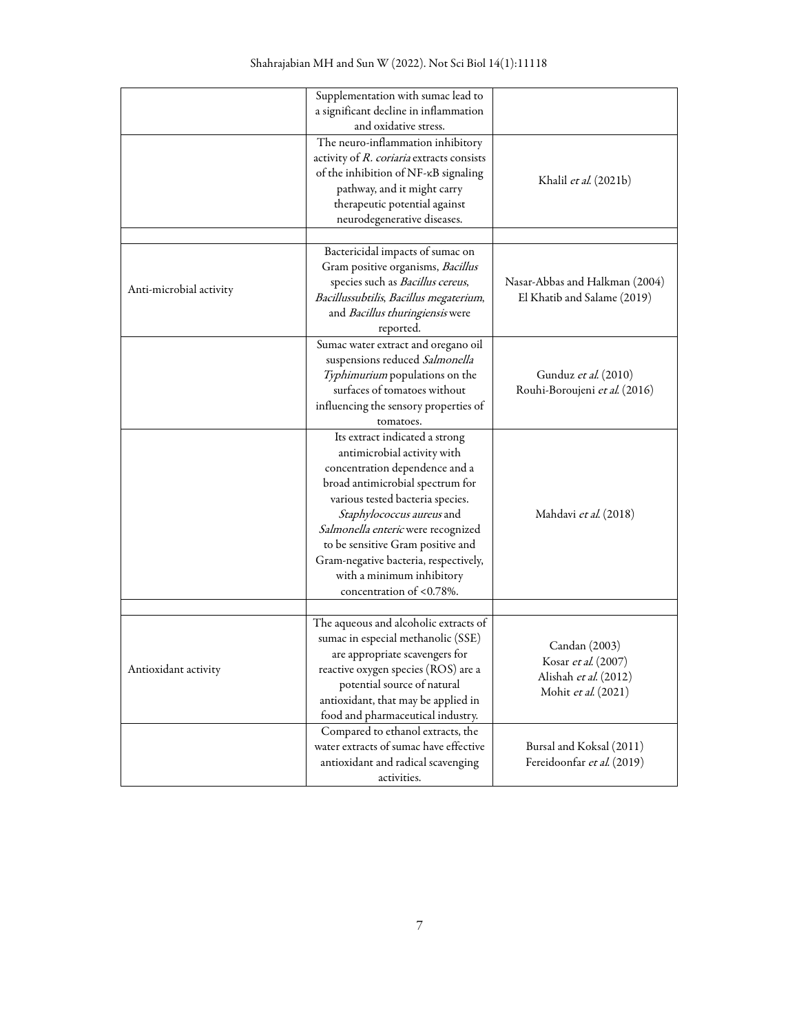| | | |
|---|---|---|
| | Supplementation with sumac lead to a significant decline in inflammation and oxidative stress. | |
| | The neuro-inflammation inhibitory activity of *R. coriaria* extracts consists of the inhibition of NF-κB signaling pathway, and it might carry therapeutic potential against neurodegenerative diseases. | Khalil *et al.* (2021b) |
| | | |
| Anti-microbial activity | Bactericidal impacts of sumac on Gram positive organisms, *Bacillus* species such as *Bacillus cereus*, *Bacillussubtilis*, *Bacillus megaterium*, and *Bacillus thuringiensis* were reported. | Nasar-Abbas and Halkman (2004)<br>El Khatib and Salame (2019) |
| | Sumac water extract and oregano oil suspensions reduced *Salmonella Typhimurium* populations on the surfaces of tomatoes without influencing the sensory properties of tomatoes. | Gunduz *et al.* (2010)<br>Rouhi-Boroujeni *et al.* (2016) |
| | Its extract indicated a strong antimicrobial activity with concentration dependence and a broad antimicrobial spectrum for various tested bacteria species. *Staphylococcus aureus* and *Salmonella enteric* were recognized to be sensitive Gram positive and Gram-negative bacteria, respectively, with a minimum inhibitory concentration of <0.78%. | Mahdavi *et al.* (2018) |
| | | |
| Antioxidant activity | The aqueous and alcoholic extracts of sumac in especial methanolic (SSE) are appropriate scavengers for reactive oxygen species (ROS) are a potential source of natural antioxidant, that may be applied in food and pharmaceutical industry. | Candan (2003)<br>Kosar *et al.* (2007)<br>Alishah *et al.* (2012)<br>Mohit *et al.* (2021) |
| | Compared to ethanol extracts, the water extracts of sumac have effective antioxidant and radical scavenging activities. | Bursal and Koksal (2011)<br>Fereidoonfar *et al.* (2019) |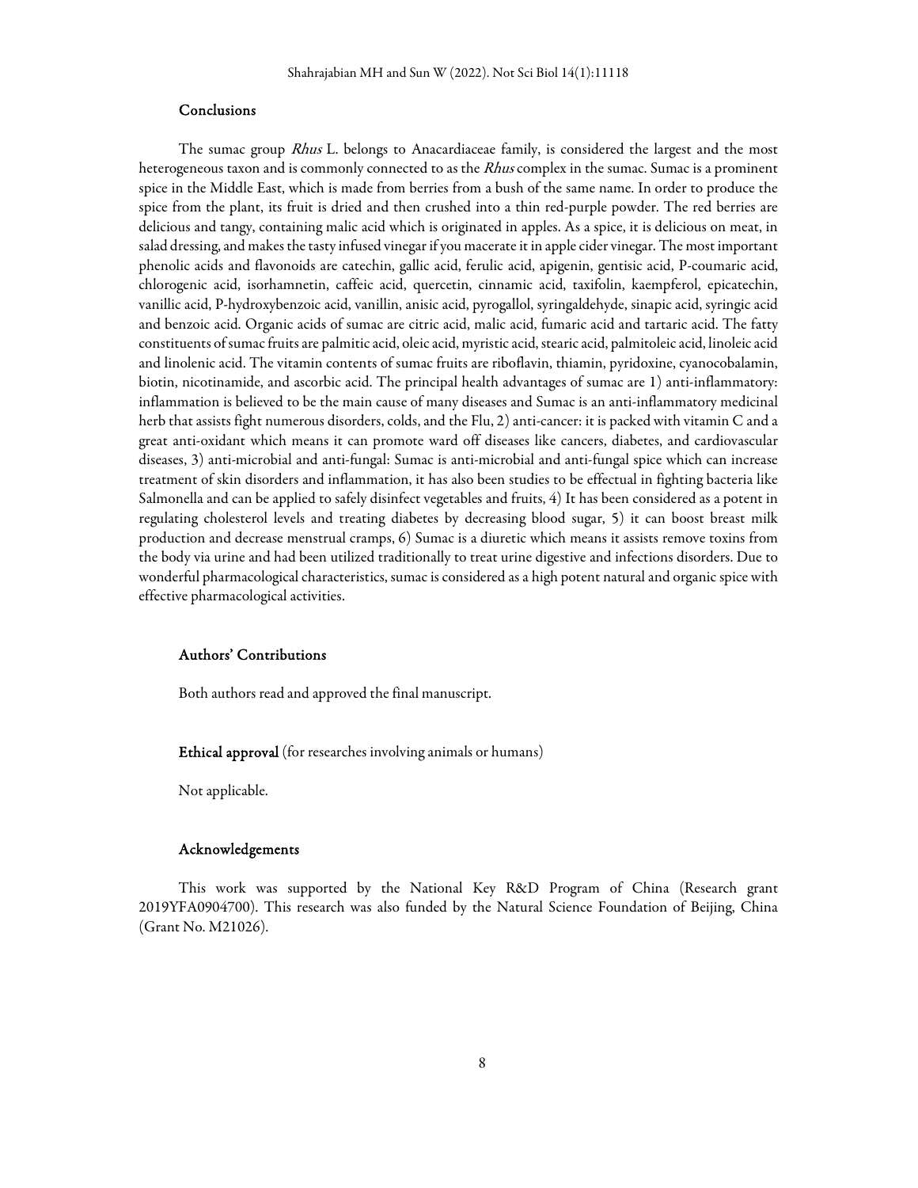## Conclusions

The sumac group *Rhus* L. belongs to Anacardiaceae family, is considered the largest and the most heterogeneous taxon and is commonly connected to as the *Rhus* complex in the sumac. Sumac is a prominent spice in the Middle East, which is made from berries from a bush of the same name. In order to produce the spice from the plant, its fruit is dried and then crushed into a thin red-purple powder. The red berries are delicious and tangy, containing malic acid which is originated in apples. As a spice, it is delicious on meat, in salad dressing, and makes the tasty infused vinegar if you macerate it in apple cider vinegar. The most important phenolic acids and flavonoids are catechin, gallic acid, ferulic acid, apigenin, gentisic acid, P-coumaric acid, chlorogenic acid, isorhamnetin, caffeic acid, quercetin, cinnamic acid, taxifolin, kaempferol, epicatechin, vanillic acid, P-hydroxybenzoic acid, vanillin, anisic acid, pyrogallol, syringaldehyde, sinapic acid, syringic acid and benzoic acid. Organic acids of sumac are citric acid, malic acid, fumaric acid and tartaric acid. The fatty constituents of sumac fruits are palmitic acid, oleic acid, myristic acid, stearic acid, palmitoleic acid, linoleic acid and linolenic acid. The vitamin contents of sumac fruits are riboflavin, thiamin, pyridoxine, cyanocobalamin, biotin, nicotinamide, and ascorbic acid. The principal health advantages of sumac are 1) anti-inflammatory: inflammation is believed to be the main cause of many diseases and Sumac is an anti-inflammatory medicinal herb that assists fight numerous disorders, colds, and the Flu, 2) anti-cancer: it is packed with vitamin C and a great anti-oxidant which means it can promote ward off diseases like cancers, diabetes, and cardiovascular diseases, 3) anti-microbial and anti-fungal: Sumac is anti-microbial and anti-fungal spice which can increase treatment of skin disorders and inflammation, it has also been studies to be effectual in fighting bacteria like Salmonella and can be applied to safely disinfect vegetables and fruits, 4) It has been considered as a potent in regulating cholesterol levels and treating diabetes by decreasing blood sugar, 5) it can boost breast milk production and decrease menstrual cramps, 6) Sumac is a diuretic which means it assists remove toxins from the body via urine and had been utilized traditionally to treat urine digestive and infections disorders. Due to wonderful pharmacological characteristics, sumac is considered as a high potent natural and organic spice with effective pharmacological activities.

## Authors' Contributions

Both authors read and approved the final manuscript.

**Ethical approval** (for researches involving animals or humans)

Not applicable.

## Acknowledgements

This work was supported by the National Key R&D Program of China (Research grant 2019YFA0904700). This research was also funded by the Natural Science Foundation of Beijing, China (Grant No. M21026).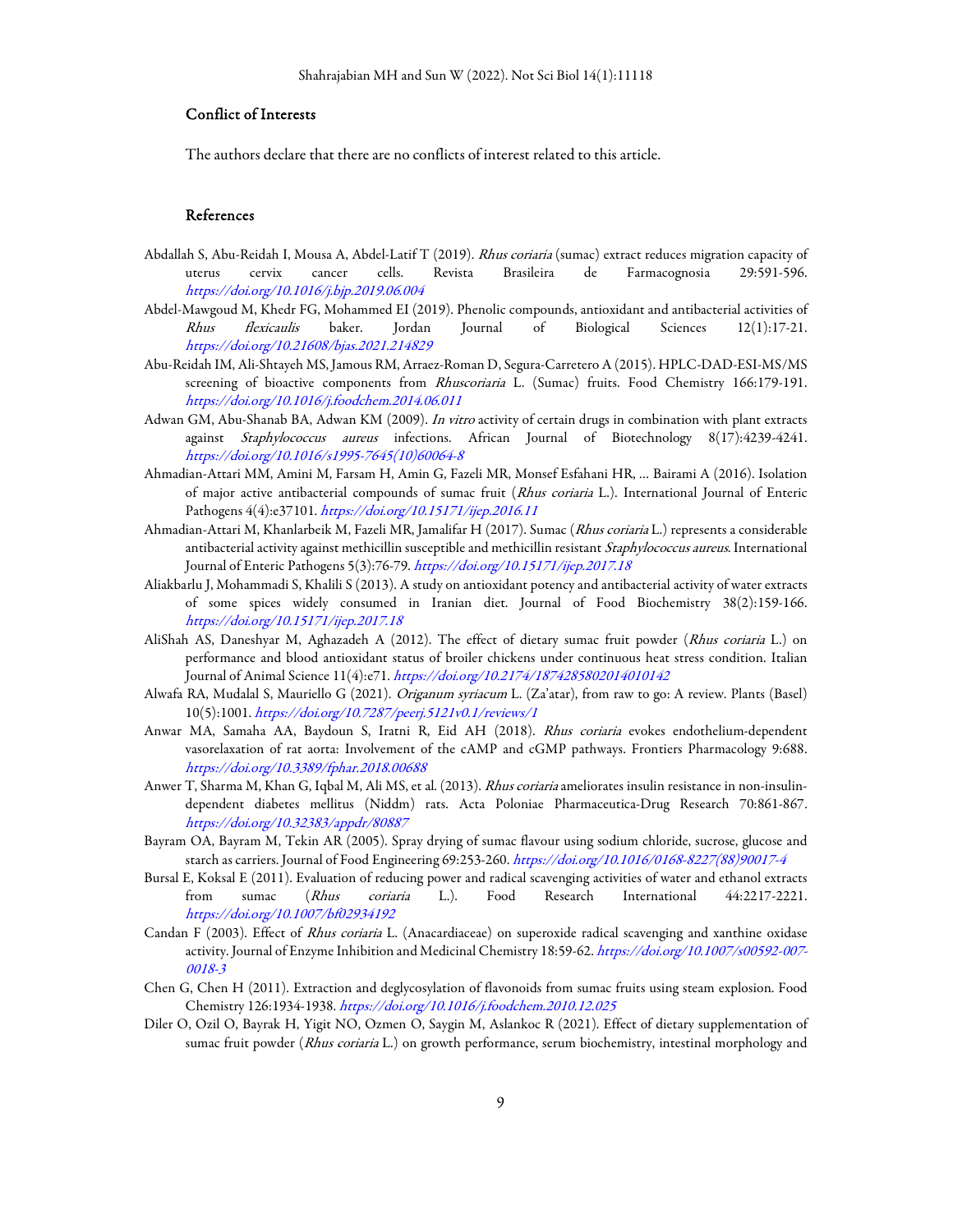## Conflict of Interests

The authors declare that there are no conflicts of interest related to this article.

## References

Abdallah S, Abu-Reidah I, Mousa A, Abdel-Latif T (2019). *Rhus coriaria* (sumac) extract reduces migration capacity of uterus cervix cancer cells. Revista Brasileira de Farmacognosia 29:591-596. *https://doi.org/10.1016/j.bjp.2019.06.004*

Abdel-Mawgoud M, Khedr FG, Mohammed EI (2019). Phenolic compounds, antioxidant and antibacterial activities of *Rhus flexicaulis* baker. Jordan Journal of Biological Sciences 12(1):17-21. *https://doi.org/10.21608/bjas.2021.214829*

Abu-Reidah IM, Ali-Shtayeh MS, Jamous RM, Arraez-Roman D, Segura-Carretero A (2015). HPLC-DAD-ESI-MS/MS screening of bioactive components from *Rhuscoriaria* L. (Sumac) fruits. Food Chemistry 166:179-191. *https://doi.org/10.1016/j.foodchem.2014.06.011*

Adwan GM, Abu-Shanab BA, Adwan KM (2009). *In vitro* activity of certain drugs in combination with plant extracts against *Staphylococcus aureus* infections. African Journal of Biotechnology 8(17):4239-4241. *https://doi.org/10.1016/s1995-7645(10)60064-8*

Ahmadian-Attari MM, Amini M, Farsam H, Amin G, Fazeli MR, Monsef Esfahani HR, … Bairami A (2016). Isolation of major active antibacterial compounds of sumac fruit (*Rhus coriaria* L.). International Journal of Enteric Pathogens 4(4):e37101. *https://doi.org/10.15171/ijep.2016.11*

Ahmadian-Attari M, Khanlarbeik M, Fazeli MR, Jamalifar H (2017). Sumac (*Rhus coriaria* L.) represents a considerable antibacterial activity against methicillin susceptible and methicillin resistant *Staphylococcus aureus*. International Journal of Enteric Pathogens 5(3):76-79. *https://doi.org/10.15171/ijep.2017.18*

Aliakbarlu J, Mohammadi S, Khalili S (2013). A study on antioxidant potency and antibacterial activity of water extracts of some spices widely consumed in Iranian diet. Journal of Food Biochemistry 38(2):159-166. *https://doi.org/10.15171/ijep.2017.18*

AliShah AS, Daneshyar M, Aghazadeh A (2012). The effect of dietary sumac fruit powder (*Rhus coriaria* L.) on performance and blood antioxidant status of broiler chickens under continuous heat stress condition. Italian Journal of Animal Science 11(4):e71. *https://doi.org/10.2174/1874285802014010142*

Alwafa RA, Mudalal S, Mauriello G (2021). *Origanum syriacum* L. (Za'atar), from raw to go: A review. Plants (Basel) 10(5):1001. *https://doi.org/10.7287/peerj.5121v0.1/reviews/1*

Anwar MA, Samaha AA, Baydoun S, Iratni R, Eid AH (2018). *Rhus coriaria* evokes endothelium-dependent vasorelaxation of rat aorta: Involvement of the cAMP and cGMP pathways. Frontiers Pharmacology 9:688. *https://doi.org/10.3389/fphar.2018.00688*

Anwer T, Sharma M, Khan G, Iqbal M, Ali MS, et al. (2013). *Rhus coriaria* ameliorates insulin resistance in non-insulin-dependent diabetes mellitus (Niddm) rats. Acta Poloniae Pharmaceutica-Drug Research 70:861-867. *https://doi.org/10.32383/appdr/80887*

Bayram OA, Bayram M, Tekin AR (2005). Spray drying of sumac flavour using sodium chloride, sucrose, glucose and starch as carriers. Journal of Food Engineering 69:253-260. *https://doi.org/10.1016/0168-8227(88)90017-4*

Bursal E, Koksal E (2011). Evaluation of reducing power and radical scavenging activities of water and ethanol extracts from sumac (*Rhus coriaria* L.). Food Research International 44:2217-2221. *https://doi.org/10.1007/bf02934192*

Candan F (2003). Effect of *Rhus coriaria* L. (Anacardiaceae) on superoxide radical scavenging and xanthine oxidase activity. Journal of Enzyme Inhibition and Medicinal Chemistry 18:59-62. *https://doi.org/10.1007/s00592-007-0018-3*

Chen G, Chen H (2011). Extraction and deglycosylation of flavonoids from sumac fruits using steam explosion. Food Chemistry 126:1934-1938. *https://doi.org/10.1016/j.foodchem.2010.12.025*

Diler O, Ozil O, Bayrak H, Yigit NO, Ozmen O, Saygin M, Aslankoc R (2021). Effect of dietary supplementation of sumac fruit powder (*Rhus coriaria* L.) on growth performance, serum biochemistry, intestinal morphology and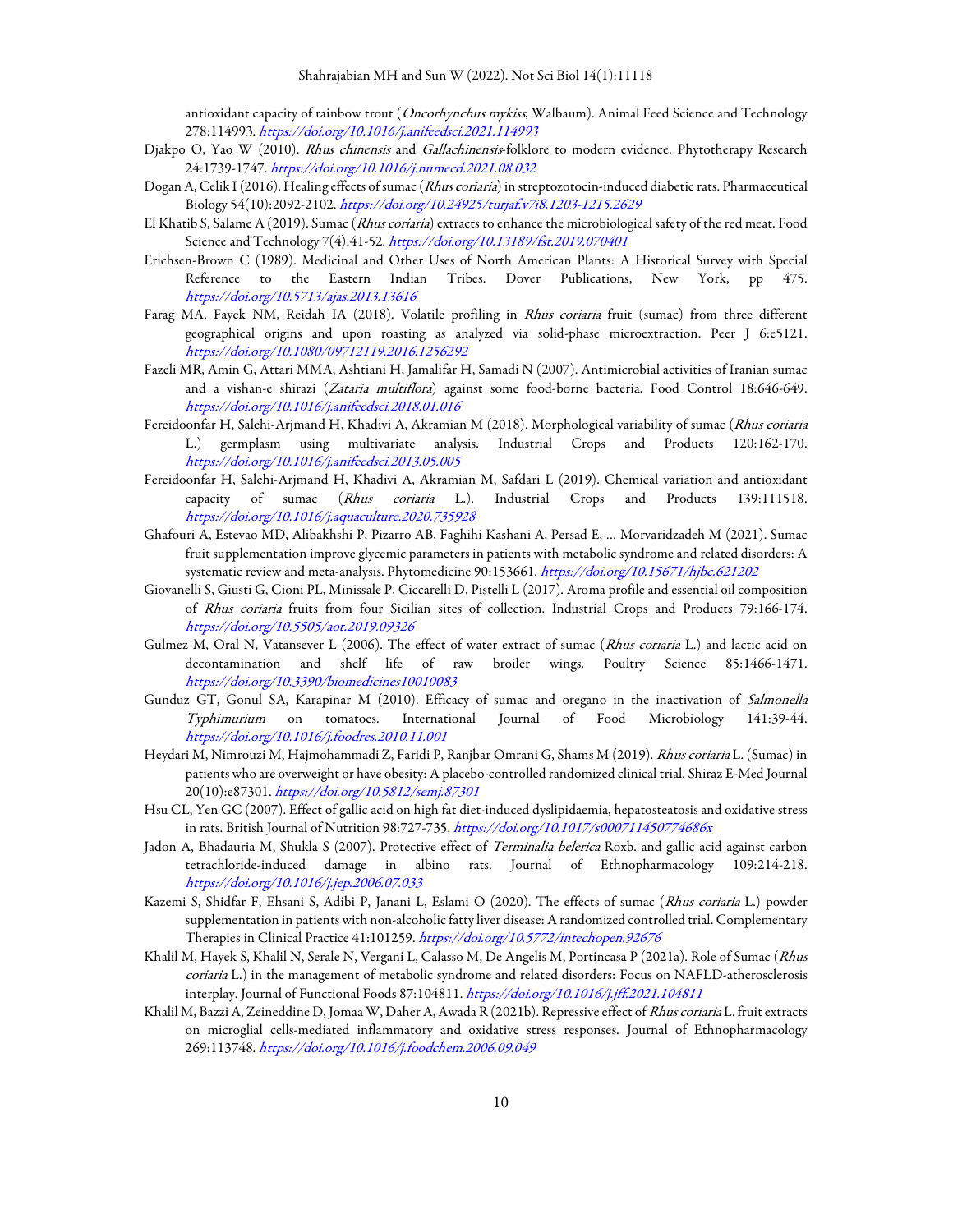antioxidant capacity of rainbow trout (*Oncorhynchus mykiss*, Walbaum). Animal Feed Science and Technology 278:114993. *https://doi.org/10.1016/j.anifeedsci.2021.114993*

Djakpo O, Yao W (2010). *Rhus chinensis* and *Gallachinensis*-folklore to modern evidence. Phytotherapy Research 24:1739-1747. *https://doi.org/10.1016/j.numecd.2021.08.032*

Dogan A, Celik I (2016). Healing effects of sumac (*Rhus coriaria*) in streptozotocin-induced diabetic rats. Pharmaceutical Biology 54(10):2092-2102. *https://doi.org/10.24925/turjaf.v7i8.1203-1215.2629*

El Khatib S, Salame A (2019). Sumac (*Rhus coriaria*) extracts to enhance the microbiological safety of the red meat. Food Science and Technology 7(4):41-52. *https://doi.org/10.13189/fst.2019.070401*

Erichsen-Brown C (1989). Medicinal and Other Uses of North American Plants: A Historical Survey with Special Reference to the Eastern Indian Tribes. Dover Publications, New York, pp 475. *https://doi.org/10.5713/ajas.2013.13616*

Farag MA, Fayek NM, Reidah IA (2018). Volatile profiling in *Rhus coriaria* fruit (sumac) from three different geographical origins and upon roasting as analyzed via solid-phase microextraction. Peer J 6:e5121. *https://doi.org/10.1080/09712119.2016.1256292*

Fazeli MR, Amin G, Attari MMA, Ashtiani H, Jamalifar H, Samadi N (2007). Antimicrobial activities of Iranian sumac and a vishan-e shirazi (*Zataria multiflora*) against some food-borne bacteria. Food Control 18:646-649. *https://doi.org/10.1016/j.anifeedsci.2018.01.016*

Fereidoonfar H, Salehi-Arjmand H, Khadivi A, Akramian M (2018). Morphological variability of sumac (*Rhus coriaria* L.) germplasm using multivariate analysis. Industrial Crops and Products 120:162-170. *https://doi.org/10.1016/j.anifeedsci.2013.05.005*

Fereidoonfar H, Salehi-Arjmand H, Khadivi A, Akramian M, Safdari L (2019). Chemical variation and antioxidant capacity of sumac (*Rhus coriaria* L.). Industrial Crops and Products 139:111518. *https://doi.org/10.1016/j.aquaculture.2020.735928*

Ghafouri A, Estevao MD, Alibakhshi P, Pizarro AB, Faghihi Kashani A, Persad E, … Morvaridzadeh M (2021). Sumac fruit supplementation improve glycemic parameters in patients with metabolic syndrome and related disorders: A systematic review and meta-analysis. Phytomedicine 90:153661. *https://doi.org/10.15671/hjbc.621202*

Giovanelli S, Giusti G, Cioni PL, Minissale P, Ciccarelli D, Pistelli L (2017). Aroma profile and essential oil composition of *Rhus coriaria* fruits from four Sicilian sites of collection. Industrial Crops and Products 79:166-174. *https://doi.org/10.5505/aot.2019.09326*

Gulmez M, Oral N, Vatansever L (2006). The effect of water extract of sumac (*Rhus coriaria* L.) and lactic acid on decontamination and shelf life of raw broiler wings. Poultry Science 85:1466-1471. *https://doi.org/10.3390/biomedicines10010083*

Gunduz GT, Gonul SA, Karapinar M (2010). Efficacy of sumac and oregano in the inactivation of *Salmonella Typhimurium* on tomatoes. International Journal of Food Microbiology 141:39-44. *https://doi.org/10.1016/j.foodres.2010.11.001*

Heydari M, Nimrouzi M, Hajmohammadi Z, Faridi P, Ranjbar Omrani G, Shams M (2019). *Rhus coriaria* L. (Sumac) in patients who are overweight or have obesity: A placebo-controlled randomized clinical trial. Shiraz E-Med Journal 20(10):e87301. *https://doi.org/10.5812/semj.87301*

Hsu CL, Yen GC (2007). Effect of gallic acid on high fat diet-induced dyslipidaemia, hepatosteatosis and oxidative stress in rats. British Journal of Nutrition 98:727-735. *https://doi.org/10.1017/s000711450774686x*

Jadon A, Bhadauria M, Shukla S (2007). Protective effect of *Terminalia belerica* Roxb. and gallic acid against carbon tetrachloride-induced damage in albino rats. Journal of Ethnopharmacology 109:214-218. *https://doi.org/10.1016/j.jep.2006.07.033*

Kazemi S, Shidfar F, Ehsani S, Adibi P, Janani L, Eslami O (2020). The effects of sumac (*Rhus coriaria* L.) powder supplementation in patients with non-alcoholic fatty liver disease: A randomized controlled trial. Complementary Therapies in Clinical Practice 41:101259. *https://doi.org/10.5772/intechopen.92676*

Khalil M, Hayek S, Khalil N, Serale N, Vergani L, Calasso M, De Angelis M, Portincasa P (2021a). Role of Sumac (*Rhus coriaria* L.) in the management of metabolic syndrome and related disorders: Focus on NAFLD-atherosclerosis interplay. Journal of Functional Foods 87:104811. *https://doi.org/10.1016/j.jff.2021.104811*

Khalil M, Bazzi A, Zeineddine D, Jomaa W, Daher A, Awada R (2021b). Repressive effect of *Rhus coriaria* L. fruit extracts on microglial cells-mediated inflammatory and oxidative stress responses. Journal of Ethnopharmacology 269:113748. *https://doi.org/10.1016/j.foodchem.2006.09.049*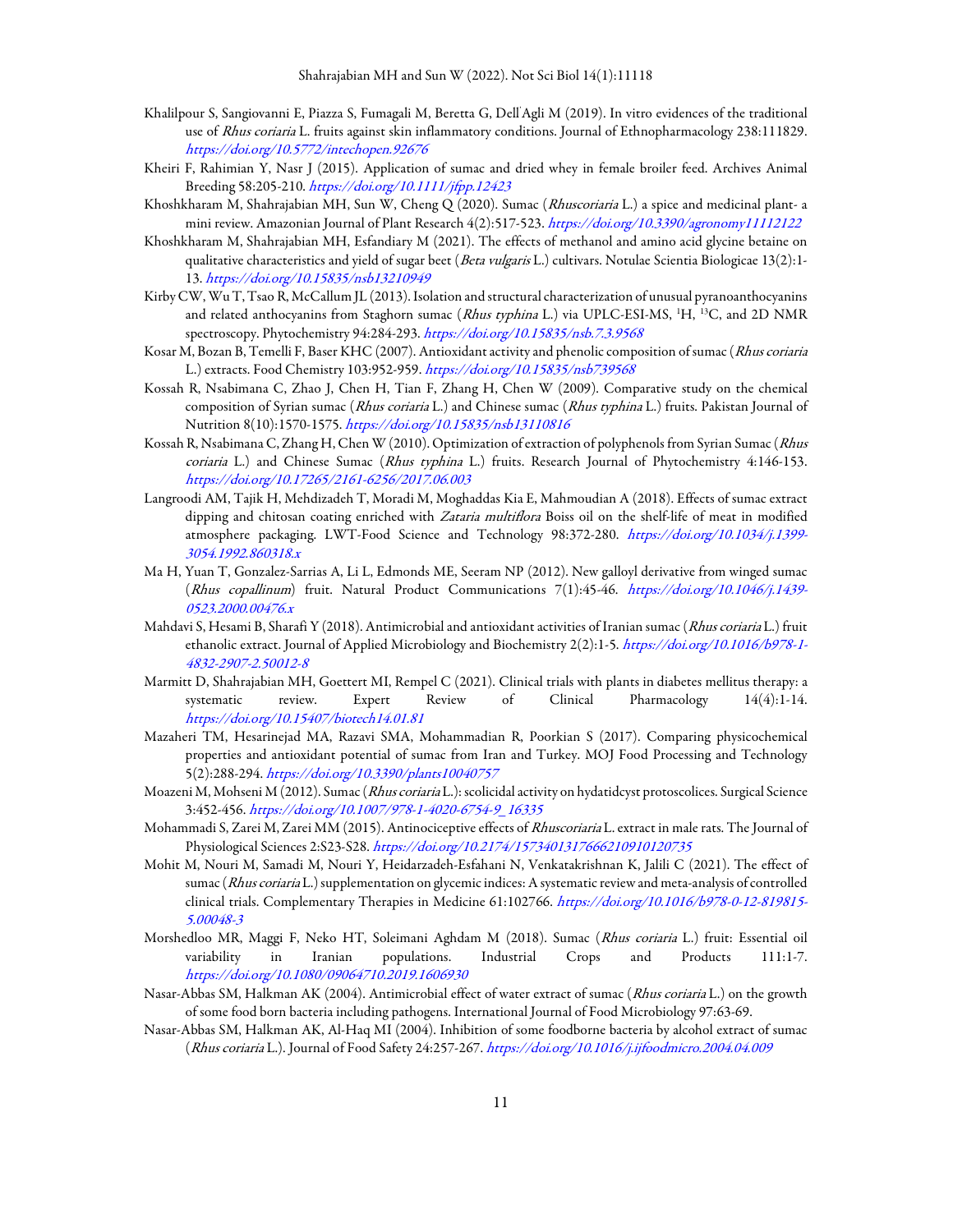Khalilpour S, Sangiovanni E, Piazza S, Fumagali M, Beretta G, Dell'Agli M (2019). In vitro evidences of the traditional use of *Rhus coriaria* L. fruits against skin inflammatory conditions. Journal of Ethnopharmacology 238:111829. https://doi.org/10.5772/intechopen.92676

Kheiri F, Rahimian Y, Nasr J (2015). Application of sumac and dried whey in female broiler feed. Archives Animal Breeding 58:205-210. https://doi.org/10.1111/jfpp.12423

Khoshkharam M, Shahrajabian MH, Sun W, Cheng Q (2020). Sumac (*Rhuscoriaria* L.) a spice and medicinal plant- a mini review. Amazonian Journal of Plant Research 4(2):517-523. https://doi.org/10.3390/agronomy11112122

Khoshkharam M, Shahrajabian MH, Esfandiary M (2021). The effects of methanol and amino acid glycine betaine on qualitative characteristics and yield of sugar beet (*Beta vulgaris* L.) cultivars. Notulae Scientia Biologicae 13(2):1-13. https://doi.org/10.15835/nsb13210949

Kirby CW, Wu T, Tsao R, McCallum JL (2013). Isolation and structural characterization of unusual pyranoanthocyanins and related anthocyanins from Staghorn sumac (*Rhus typhina* L.) via UPLC-ESI-MS, $^1$H, $^{13}$C, and 2D NMR spectroscopy. Phytochemistry 94:284-293. https://doi.org/10.15835/nsb.7.3.9568

Kosar M, Bozan B, Temelli F, Baser KHC (2007). Antioxidant activity and phenolic composition of sumac (*Rhus coriaria* L.) extracts. Food Chemistry 103:952-959. https://doi.org/10.15835/nsb739568

Kossah R, Nsabimana C, Zhao J, Chen H, Tian F, Zhang H, Chen W (2009). Comparative study on the chemical composition of Syrian sumac (*Rhus coriaria* L.) and Chinese sumac (*Rhus typhina* L.) fruits. Pakistan Journal of Nutrition 8(10):1570-1575. https://doi.org/10.15835/nsb13110816

Kossah R, Nsabimana C, Zhang H, Chen W (2010). Optimization of extraction of polyphenols from Syrian Sumac (*Rhus coriaria* L.) and Chinese Sumac (*Rhus typhina* L.) fruits. Research Journal of Phytochemistry 4:146-153. https://doi.org/10.17265/2161-6256/2017.06.003

Langroodi AM, Tajik H, Mehdizadeh T, Moradi M, Moghaddas Kia E, Mahmoudian A (2018). Effects of sumac extract dipping and chitosan coating enriched with *Zataria multiflora* Boiss oil on the shelf-life of meat in modified atmosphere packaging. LWT-Food Science and Technology 98:372-280. https://doi.org/10.1034/j.1399-3054.1992.860318.x

Ma H, Yuan T, Gonzalez-Sarrias A, Li L, Edmonds ME, Seeram NP (2012). New galloyl derivative from winged sumac (*Rhus copallinum*) fruit. Natural Product Communications 7(1):45-46. https://doi.org/10.1046/j.1439-0523.2000.00476.x

Mahdavi S, Hesami B, Sharafi Y (2018). Antimicrobial and antioxidant activities of Iranian sumac (*Rhus coriaria* L.) fruit ethanolic extract. Journal of Applied Microbiology and Biochemistry 2(2):1-5. https://doi.org/10.1016/b978-1-4832-2907-2.50012-8

Marmitt D, Shahrajabian MH, Goettert MI, Rempel C (2021). Clinical trials with plants in diabetes mellitus therapy: a systematic review. Expert Review of Clinical Pharmacology 14(4):1-14. https://doi.org/10.15407/biotech14.01.81

Mazaheri TM, Hesarinejad MA, Razavi SMA, Mohammadian R, Poorkian S (2017). Comparing physicochemical properties and antioxidant potential of sumac from Iran and Turkey. MOJ Food Processing and Technology 5(2):288-294. https://doi.org/10.3390/plants10040757

Moazeni M, Mohseni M (2012). Sumac (*Rhus coriaria* L.): scolicidal activity on hydatidcyst protoscolices. Surgical Science 3:452-456. https://doi.org/10.1007/978-1-4020-6754-9_16335

Mohammadi S, Zarei M, Zarei MM (2015). Antinociceptive effects of *Rhuscoriaria* L. extract in male rats. The Journal of Physiological Sciences 2:S23-S28. https://doi.org/10.2174/1573401317666210910120735

Mohit M, Nouri M, Samadi M, Nouri Y, Heidarzadeh-Esfahani N, Venkatakrishnan K, Jalili C (2021). The effect of sumac (*Rhus coriaria* L.) supplementation on glycemic indices: A systematic review and meta-analysis of controlled clinical trials. Complementary Therapies in Medicine 61:102766. https://doi.org/10.1016/b978-0-12-819815-5.00048-3

Morshedloo MR, Maggi F, Neko HT, Soleimani Aghdam M (2018). Sumac (*Rhus coriaria* L.) fruit: Essential oil variability in Iranian populations. Industrial Crops and Products 111:1-7. https://doi.org/10.1080/09064710.2019.1606930

Nasar-Abbas SM, Halkman AK (2004). Antimicrobial effect of water extract of sumac (*Rhus coriaria* L.) on the growth of some food born bacteria including pathogens. International Journal of Food Microbiology 97:63-69.

Nasar-Abbas SM, Halkman AK, Al-Haq MI (2004). Inhibition of some foodborne bacteria by alcohol extract of sumac (*Rhus coriaria* L.). Journal of Food Safety 24:257-267. https://doi.org/10.1016/j.ijfoodmicro.2004.04.009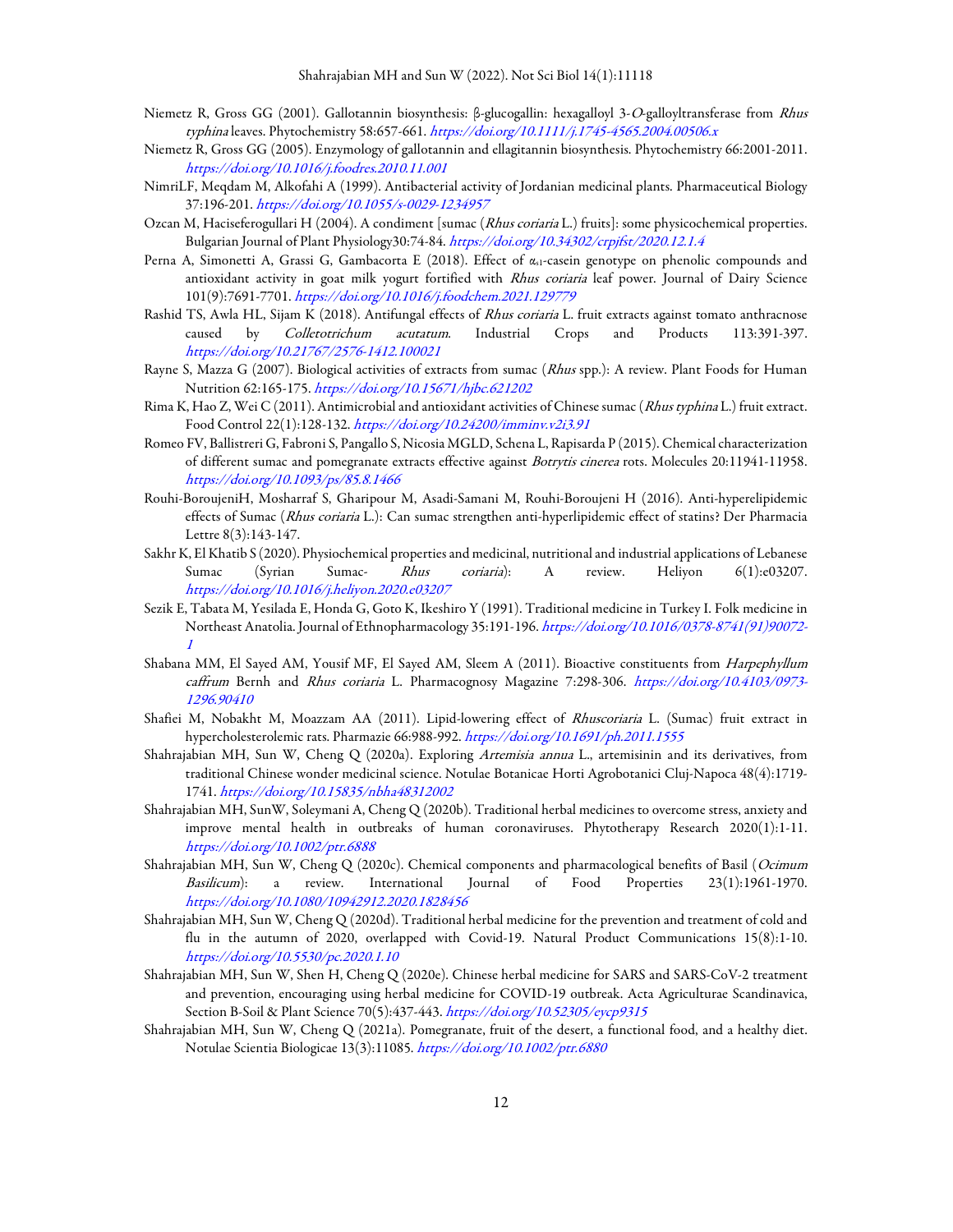Niemetz R, Gross GG (2001). Gallotannin biosynthesis: β-glucogallin: hexagalloyl 3-*O*-galloyltransferase from *Rhus typhina* leaves. Phytochemistry 58:657-661. *https://doi.org/10.1111/j.1745-4565.2004.00506.x*

Niemetz R, Gross GG (2005). Enzymology of gallotannin and ellagitannin biosynthesis. Phytochemistry 66:2001-2011. *https://doi.org/10.1016/j.foodres.2010.11.001*

NimriLF, Meqdam M, Alkofahi A (1999). Antibacterial activity of Jordanian medicinal plants. Pharmaceutical Biology 37:196-201. *https://doi.org/10.1055/s-0029-1234957*

Ozcan M, Haciseferogullari H (2004). A condiment [sumac (*Rhus coriaria* L.) fruits]: some physicochemical properties. Bulgarian Journal of Plant Physiology30:74-84. *https://doi.org/10.34302/crpjfst/2020.12.1.4*

Perna A, Simonetti A, Grassi G, Gambacorta E (2018). Effect of $\alpha_{s1}$-casein genotype on phenolic compounds and antioxidant activity in goat milk yogurt fortified with *Rhus coriaria* leaf power. Journal of Dairy Science 101(9):7691-7701. *https://doi.org/10.1016/j.foodchem.2021.129779*

Rashid TS, Awla HL, Sijam K (2018). Antifungal effects of *Rhus coriaria* L. fruit extracts against tomato anthracnose caused by *Colletotrichum acutatum*. Industrial Crops and Products 113:391-397. *https://doi.org/10.21767/2576-1412.100021*

Rayne S, Mazza G (2007). Biological activities of extracts from sumac (*Rhus* spp.): A review. Plant Foods for Human Nutrition 62:165-175. *https://doi.org/10.15671/hjbc.621202*

Rima K, Hao Z, Wei C (2011). Antimicrobial and antioxidant activities of Chinese sumac (*Rhus typhina* L.) fruit extract. Food Control 22(1):128-132. *https://doi.org/10.24200/imminv.v2i3.91*

Romeo FV, Ballistreri G, Fabroni S, Pangallo S, Nicosia MGLD, Schena L, Rapisarda P (2015). Chemical characterization of different sumac and pomegranate extracts effective against *Botrytis cinerea* rots. Molecules 20:11941-11958. *https://doi.org/10.1093/ps/85.8.1466*

Rouhi-BoroujeniH, Mosharraf S, Gharipour M, Asadi-Samani M, Rouhi-Boroujeni H (2016). Anti-hyperelipidemic effects of Sumac (*Rhus coriaria* L.): Can sumac strengthen anti-hyperlipidemic effect of statins? Der Pharmacia Lettre 8(3):143-147.

Sakhr K, El Khatib S (2020). Physiochemical properties and medicinal, nutritional and industrial applications of Lebanese Sumac (Syrian Sumac- *Rhus coriaria*): A review. Heliyon 6(1):e03207. *https://doi.org/10.1016/j.heliyon.2020.e03207*

Sezik E, Tabata M, Yesilada E, Honda G, Goto K, Ikeshiro Y (1991). Traditional medicine in Turkey I. Folk medicine in Northeast Anatolia. Journal of Ethnopharmacology 35:191-196. *https://doi.org/10.1016/0378-8741(91)90072-1*

Shabana MM, El Sayed AM, Yousif MF, El Sayed AM, Sleem A (2011). Bioactive constituents from *Harpephyllum caffrum* Bernh and *Rhus coriaria* L. Pharmacognosy Magazine 7:298-306. *https://doi.org/10.4103/0973-1296.90410*

Shafiei M, Nobakht M, Moazzam AA (2011). Lipid-lowering effect of *Rhuscoriaria* L. (Sumac) fruit extract in hypercholesterolemic rats. Pharmazie 66:988-992. *https://doi.org/10.1691/ph.2011.1555*

Shahrajabian MH, Sun W, Cheng Q (2020a). Exploring *Artemisia annua* L., artemisinin and its derivatives, from traditional Chinese wonder medicinal science. Notulae Botanicae Horti Agrobotanici Cluj-Napoca 48(4):1719-1741. *https://doi.org/10.15835/nbha48312002*

Shahrajabian MH, SunW, Soleymani A, Cheng Q (2020b). Traditional herbal medicines to overcome stress, anxiety and improve mental health in outbreaks of human coronaviruses. Phytotherapy Research 2020(1):1-11. *https://doi.org/10.1002/ptr.6888*

Shahrajabian MH, Sun W, Cheng Q (2020c). Chemical components and pharmacological benefits of Basil (*Ocimum Basilicum*): a review. International Journal of Food Properties 23(1):1961-1970. *https://doi.org/10.1080/10942912.2020.1828456*

Shahrajabian MH, Sun W, Cheng Q (2020d). Traditional herbal medicine for the prevention and treatment of cold and flu in the autumn of 2020, overlapped with Covid-19. Natural Product Communications 15(8):1-10. *https://doi.org/10.5530/pc.2020.1.10*

Shahrajabian MH, Sun W, Shen H, Cheng Q (2020e). Chinese herbal medicine for SARS and SARS-CoV-2 treatment and prevention, encouraging using herbal medicine for COVID-19 outbreak. Acta Agriculturae Scandinavica, Section B-Soil & Plant Science 70(5):437-443. *https://doi.org/10.52305/eycp9315*

Shahrajabian MH, Sun W, Cheng Q (2021a). Pomegranate, fruit of the desert, a functional food, and a healthy diet. Notulae Scientia Biologicae 13(3):11085. *https://doi.org/10.1002/ptr.6880*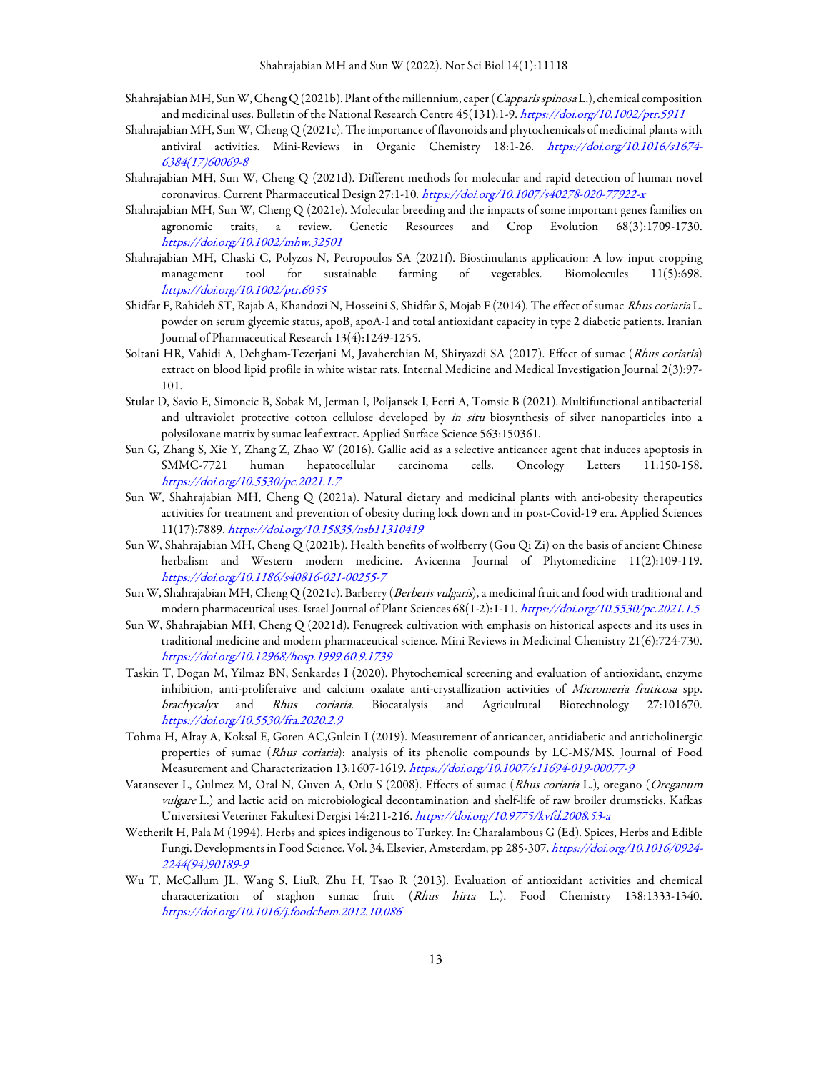Shahrajabian MH, Sun W, Cheng Q (2021b). Plant of the millennium, caper (*Capparis spinosa* L.), chemical composition and medicinal uses. Bulletin of the National Research Centre 45(131):1-9. *https://doi.org/10.1002/ptr.5911*

Shahrajabian MH, Sun W, Cheng Q (2021c). The importance of flavonoids and phytochemicals of medicinal plants with antiviral activities. Mini-Reviews in Organic Chemistry 18:1-26. *https://doi.org/10.1016/s1674-6384(17)60069-8*

Shahrajabian MH, Sun W, Cheng Q (2021d). Different methods for molecular and rapid detection of human novel coronavirus. Current Pharmaceutical Design 27:1-10. *https://doi.org/10.1007/s40278-020-77922-x*

Shahrajabian MH, Sun W, Cheng Q (2021e). Molecular breeding and the impacts of some important genes families on agronomic traits, a review. Genetic Resources and Crop Evolution 68(3):1709-1730. *https://doi.org/10.1002/mhw.32501*

Shahrajabian MH, Chaski C, Polyzos N, Petropoulos SA (2021f). Biostimulants application: A low input cropping management tool for sustainable farming of vegetables. Biomolecules 11(5):698. *https://doi.org/10.1002/ptr.6055*

Shidfar F, Rahideh ST, Rajab A, Khandozi N, Hosseini S, Shidfar S, Mojab F (2014). The effect of sumac *Rhus coriaria* L. powder on serum glycemic status, apoB, apoA-I and total antioxidant capacity in type 2 diabetic patients. Iranian Journal of Pharmaceutical Research 13(4):1249-1255.

Soltani HR, Vahidi A, Dehgham-Tezerjani M, Javaherchian M, Shiryazdi SA (2017). Effect of sumac (*Rhus coriaria*) extract on blood lipid profile in white wistar rats. Internal Medicine and Medical Investigation Journal 2(3):97-101.

Stular D, Savio E, Simoncic B, Sobak M, Jerman I, Poljansek I, Ferri A, Tomsic B (2021). Multifunctional antibacterial and ultraviolet protective cotton cellulose developed by *in situ* biosynthesis of silver nanoparticles into a polysiloxane matrix by sumac leaf extract. Applied Surface Science 563:150361.

Sun G, Zhang S, Xie Y, Zhang Z, Zhao W (2016). Gallic acid as a selective anticancer agent that induces apoptosis in SMMC-7721 human hepatocellular carcinoma cells. Oncology Letters 11:150-158. *https://doi.org/10.5530/pc.2021.1.7*

Sun W, Shahrajabian MH, Cheng Q (2021a). Natural dietary and medicinal plants with anti-obesity therapeutics activities for treatment and prevention of obesity during lock down and in post-Covid-19 era. Applied Sciences 11(17):7889. *https://doi.org/10.15835/nsb11310419*

Sun W, Shahrajabian MH, Cheng Q (2021b). Health benefits of wolfberry (Gou Qi Zi) on the basis of ancient Chinese herbalism and Western modern medicine. Avicenna Journal of Phytomedicine 11(2):109-119. *https://doi.org/10.1186/s40816-021-00255-7*

Sun W, Shahrajabian MH, Cheng Q (2021c). Barberry (*Berberis vulgaris*), a medicinal fruit and food with traditional and modern pharmaceutical uses. Israel Journal of Plant Sciences 68(1-2):1-11. *https://doi.org/10.5530/pc.2021.1.5*

Sun W, Shahrajabian MH, Cheng Q (2021d). Fenugreek cultivation with emphasis on historical aspects and its uses in traditional medicine and modern pharmaceutical science. Mini Reviews in Medicinal Chemistry 21(6):724-730. *https://doi.org/10.12968/hosp.1999.60.9.1739*

Taskin T, Dogan M, Yilmaz BN, Senkardes I (2020). Phytochemical screening and evaluation of antioxidant, enzyme inhibition, anti-proliferaive and calcium oxalate anti-crystallization activities of *Micromeria fruticosa* spp. *brachycalyx* and *Rhus coriaria*. Biocatalysis and Agricultural Biotechnology 27:101670. *https://doi.org/10.5530/fra.2020.2.9*

Tohma H, Altay A, Koksal E, Goren AC,Gulcin I (2019). Measurement of anticancer, antidiabetic and anticholinergic properties of sumac (*Rhus coriaria*): analysis of its phenolic compounds by LC-MS/MS. Journal of Food Measurement and Characterization 13:1607-1619. *https://doi.org/10.1007/s11694-019-00077-9*

Vatansever L, Gulmez M, Oral N, Guven A, Otlu S (2008). Effects of sumac (*Rhus coriaria* L.), oregano (*Oreganum vulgare* L.) and lactic acid on microbiological decontamination and shelf-life of raw broiler drumsticks. Kafkas Universitesi Veteriner Fakultesi Dergisi 14:211-216. *https://doi.org/10.9775/kvfd.2008.53-a*

Wetherilt H, Pala M (1994). Herbs and spices indigenous to Turkey. In: Charalambous G (Ed). Spices, Herbs and Edible Fungi. Developments in Food Science. Vol. 34. Elsevier, Amsterdam, pp 285-307. *https://doi.org/10.1016/0924-2244(94)90189-9*

Wu T, McCallum JL, Wang S, LiuR, Zhu H, Tsao R (2013). Evaluation of antioxidant activities and chemical characterization of staghon sumac fruit (*Rhus hirta* L.). Food Chemistry 138:1333-1340. *https://doi.org/10.1016/j.foodchem.2012.10.086*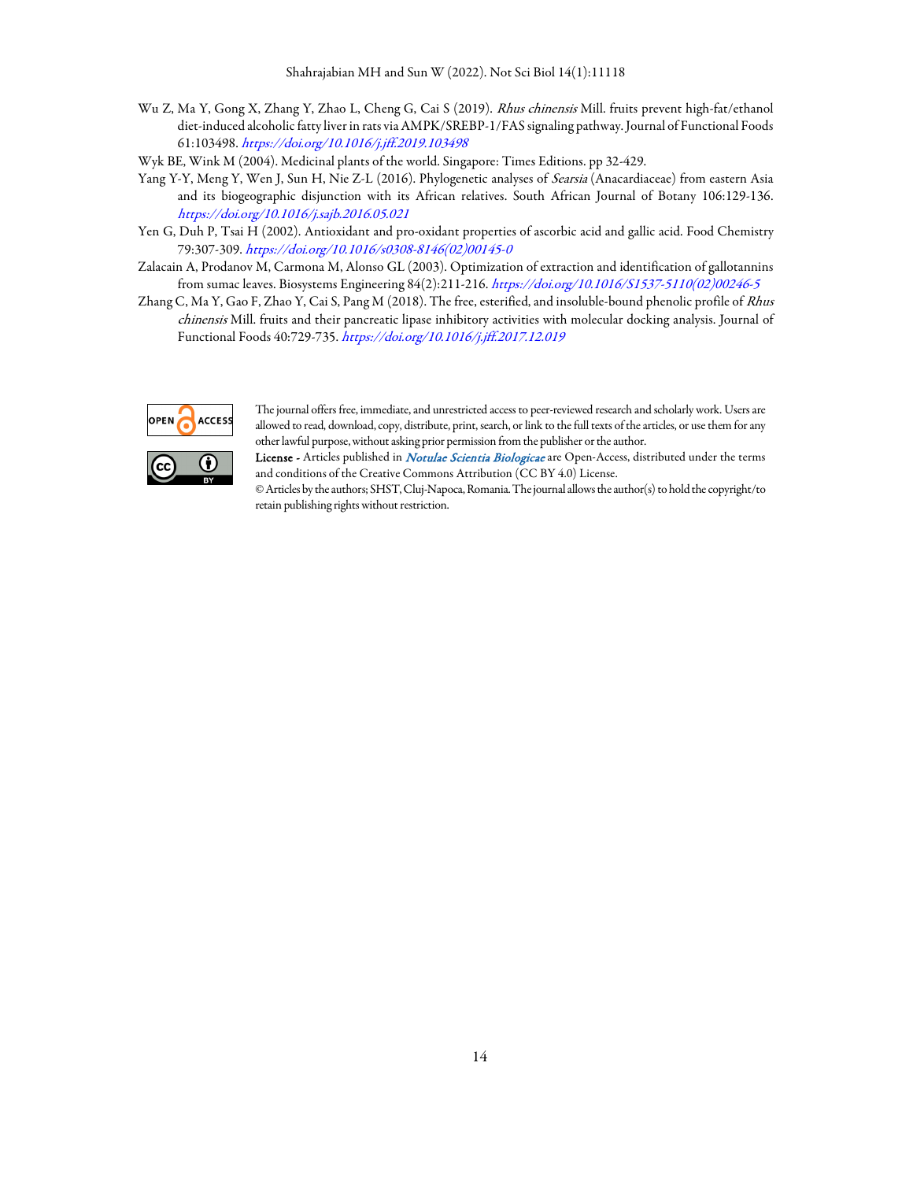Wu Z, Ma Y, Gong X, Zhang Y, Zhao L, Cheng G, Cai S (2019). *Rhus chinensis* Mill. fruits prevent high-fat/ethanol diet-induced alcoholic fatty liver in rats via AMPK/SREBP-1/FAS signaling pathway. Journal of Functional Foods 61:103498. *https://doi.org/10.1016/j.jff.2019.103498*

Wyk BE, Wink M (2004). Medicinal plants of the world. Singapore: Times Editions. pp 32-429.

Yang Y-Y, Meng Y, Wen J, Sun H, Nie Z-L (2016). Phylogenetic analyses of *Searsia* (Anacardiaceae) from eastern Asia and its biogeographic disjunction with its African relatives. South African Journal of Botany 106:129-136. *https://doi.org/10.1016/j.sajb.2016.05.021*

Yen G, Duh P, Tsai H (2002). Antioxidant and pro-oxidant properties of ascorbic acid and gallic acid. Food Chemistry 79:307-309. *https://doi.org/10.1016/s0308-8146(02)00145-0*

Zalacain A, Prodanov M, Carmona M, Alonso GL (2003). Optimization of extraction and identification of gallotannins from sumac leaves. Biosystems Engineering 84(2):211-216. *https://doi.org/10.1016/S1537-5110(02)00246-5*

Zhang C, Ma Y, Gao F, Zhao Y, Cai S, Pang M (2018). The free, esterified, and insoluble-bound phenolic profile of *Rhus chinensis* Mill. fruits and their pancreatic lipase inhibitory activities with molecular docking analysis. Journal of Functional Foods 40:729-735. *https://doi.org/10.1016/j.jff.2017.12.019*

The journal offers free, immediate, and unrestricted access to peer-reviewed research and scholarly work. Users are allowed to read, download, copy, distribute, print, search, or link to the full texts of the articles, or use them for any other lawful purpose, without asking prior permission from the publisher or the author.

**License** - Articles published in *Notulae Scientia Biologicae* are Open-Access, distributed under the terms and conditions of the Creative Commons Attribution (CC BY 4.0) License.

© Articles by the authors; SHST, Cluj-Napoca, Romania. The journal allows the author(s) to hold the copyright/to retain publishing rights without restriction.